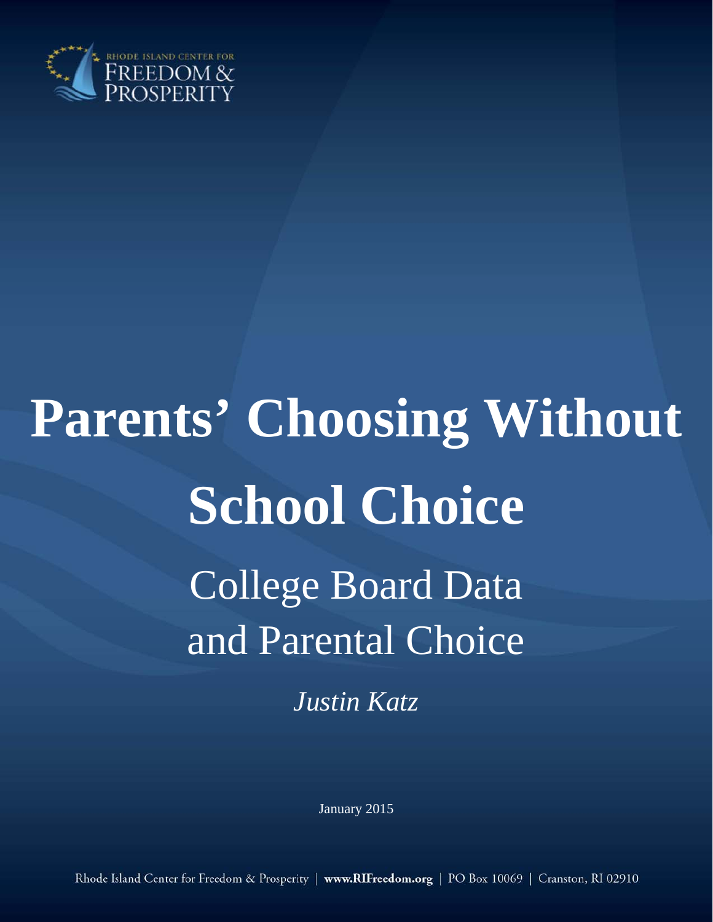RHODE ISLAND CENTER FOR FREEDOM & PROSPERITY

# Parents' Choosing Without School Choice

## College Board Data and Parental Choice

*Justin Katz*

January 2015

Rhode Island Center for Freedom & Prosperity | **www.RIFreedom.org** | PO Box 10069 | Cranston, RI 02910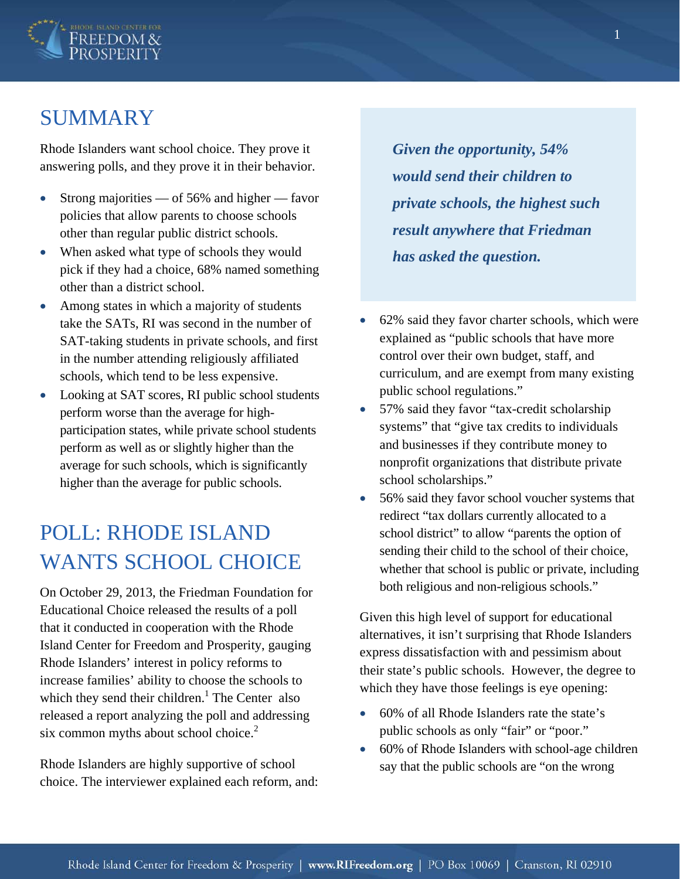# SUMMARY

Rhode Islanders want school choice. They prove it answering polls, and they prove it in their behavior.

- Strong majorities — of 56% and higher — favor policies that allow parents to choose schools other than regular public district schools.
- When asked what type of schools they would pick if they had a choice, 68% named something other than a district school.
- Among states in which a majority of students take the SATs, RI was second in the number of SAT-taking students in private schools, and first in the number attending religiously affiliated schools, which tend to be less expensive.
- Looking at SAT scores, RI public school students perform worse than the average for high-participation states, while private school students perform as well as or slightly higher than the average for such schools, which is significantly higher than the average for public schools.

# POLL: RHODE ISLAND WANTS SCHOOL CHOICE

On October 29, 2013, the Friedman Foundation for Educational Choice released the results of a poll that it conducted in cooperation with the Rhode Island Center for Freedom and Prosperity, gauging Rhode Islanders' interest in policy reforms to increase families' ability to choose the schools to which they send their children.[1] The Center also released a report analyzing the poll and addressing six common myths about school choice.[2]

Rhode Islanders are highly supportive of school choice. The interviewer explained each reform, and:

***Given the opportunity, 54% would send their children to private schools, the highest such result anywhere that Friedman has asked the question.***

- 62% said they favor charter schools, which were explained as "public schools that have more control over their own budget, staff, and curriculum, and are exempt from many existing public school regulations."
- 57% said they favor "tax-credit scholarship systems" that "give tax credits to individuals and businesses if they contribute money to nonprofit organizations that distribute private school scholarships."
- 56% said they favor school voucher systems that redirect "tax dollars currently allocated to a school district" to allow "parents the option of sending their child to the school of their choice, whether that school is public or private, including both religious and non-religious schools."

Given this high level of support for educational alternatives, it isn't surprising that Rhode Islanders express dissatisfaction with and pessimism about their state's public schools. However, the degree to which they have those feelings is eye opening:

- 60% of all Rhode Islanders rate the state's public schools as only "fair" or "poor."
- 60% of Rhode Islanders with school-age children say that the public schools are "on the wrong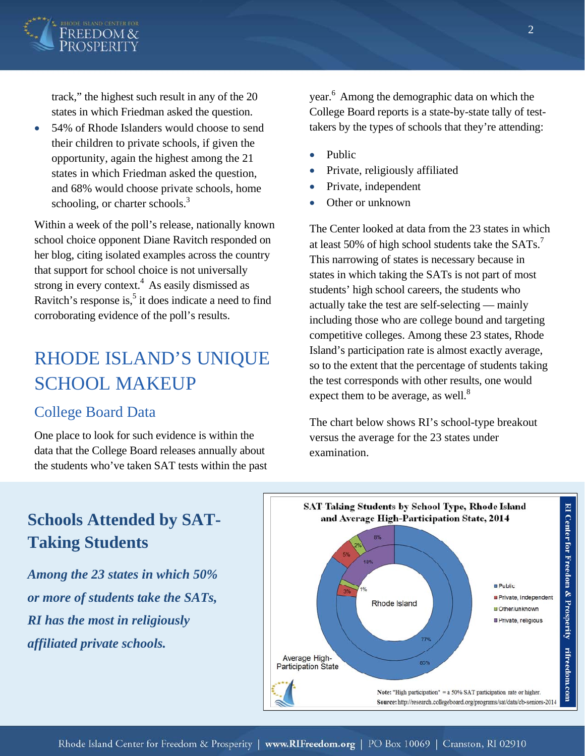track," the highest such result in any of the 20 states in which Friedman asked the question.

- 54% of Rhode Islanders would choose to send their children to private schools, if given the opportunity, again the highest among the 21 states in which Friedman asked the question, and 68% would choose private schools, home schooling, or charter schools.[3]

Within a week of the poll's release, nationally known school choice opponent Diane Ravitch responded on her blog, citing isolated examples across the country that support for school choice is not universally strong in every context.[4] As easily dismissed as Ravitch's response is,[5] it does indicate a need to find corroborating evidence of the poll's results.

# RHODE ISLAND'S UNIQUE SCHOOL MAKEUP

## College Board Data

One place to look for such evidence is within the data that the College Board releases annually about the students who've taken SAT tests within the past year.[6] Among the demographic data on which the College Board reports is a state-by-state tally of test-takers by the types of schools that they're attending:

- Public
- Private, religiously affiliated
- Private, independent
- Other or unknown

The Center looked at data from the 23 states in which at least 50% of high school students take the SATs.[7] This narrowing of states is necessary because in states in which taking the SATs is not part of most students' high school careers, the students who actually take the test are self-selecting — mainly including those who are college bound and targeting competitive colleges. Among these 23 states, Rhode Island's participation rate is almost exactly average, so to the extent that the percentage of students taking the test corresponds with other results, one would expect them to be average, as well.[8]

The chart below shows RI's school-type breakout versus the average for the 23 states under examination.

## Schools Attended by SAT-Taking Students

***Among the 23 states in which 50% or more of students take the SATs, RI has the most in religiously affiliated private schools.***

**SAT-Taking Students by School Type, Rhode Island and Average High-Participation State, 2014**

| School Type | Rhode Island | Average High-Participation State |
|---|---|---|
| Public | 77% | 85% |
| Private, Independent | 3% | 5% |
| Other/unknown | 1% | 2% |
| Private, religious | 19% | 8% |

**Note:** "High participation" = a 50% SAT participation rate or higher.
**Source:** http://research.collegeboard.org/programs/sat/data/cb-seniors-2014

RI Center for Freedom & Prosperity | rifreedom.com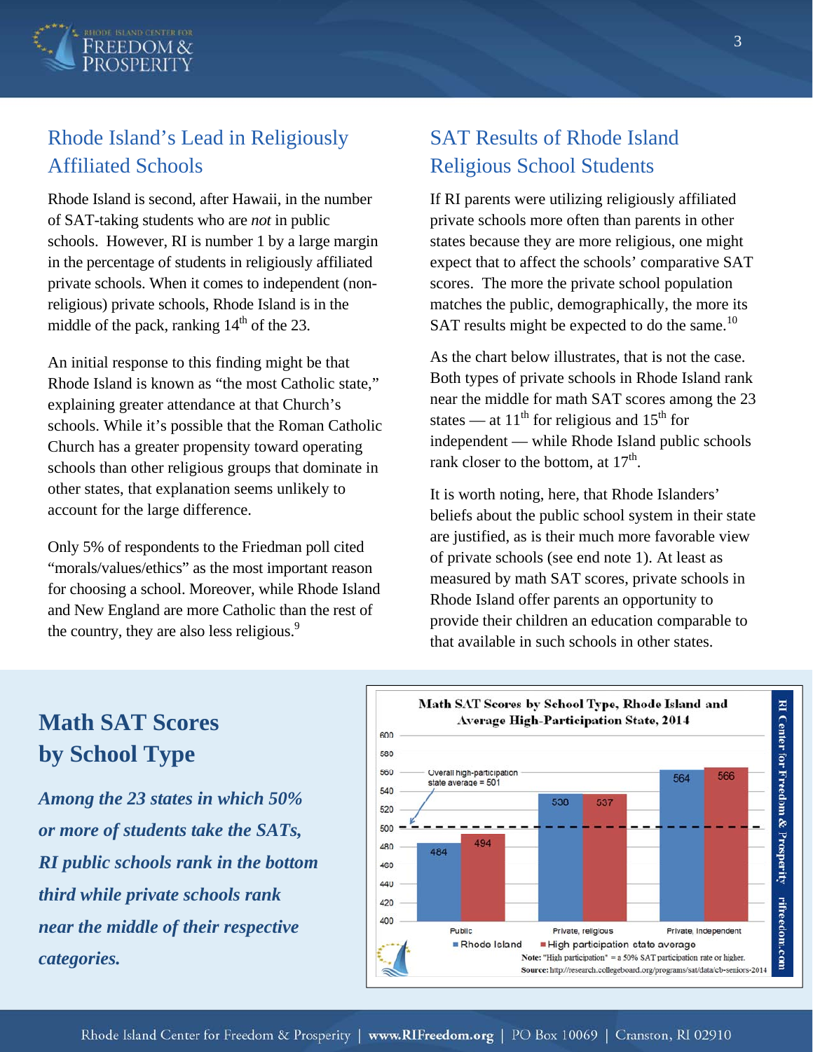## Rhode Island's Lead in Religiously Affiliated Schools

Rhode Island is second, after Hawaii, in the number of SAT-taking students who are *not* in public schools. However, RI is number 1 by a large margin in the percentage of students in religiously affiliated private schools. When it comes to independent (non-religious) private schools, Rhode Island is in the middle of the pack, ranking 14th of the 23.

An initial response to this finding might be that Rhode Island is known as "the most Catholic state," explaining greater attendance at that Church's schools. While it's possible that the Roman Catholic Church has a greater propensity toward operating schools than other religious groups that dominate in other states, that explanation seems unlikely to account for the large difference.

Only 5% of respondents to the Friedman poll cited "morals/values/ethics" as the most important reason for choosing a school. Moreover, while Rhode Island and New England are more Catholic than the rest of the country, they are also less religious.[9]

## SAT Results of Rhode Island Religious School Students

If RI parents were utilizing religiously affiliated private schools more often than parents in other states because they are more religious, one might expect that to affect the schools' comparative SAT scores. The more the private school population matches the public, demographically, the more its SAT results might be expected to do the same.[10]

As the chart below illustrates, that is not the case. Both types of private schools in Rhode Island rank near the middle for math SAT scores among the 23 states — at 11th for religious and 15th for independent — while Rhode Island public schools rank closer to the bottom, at 17th.

It is worth noting, here, that Rhode Islanders' beliefs about the public school system in their state are justified, as is their much more favorable view of private schools (see end note 1). At least as measured by math SAT scores, private schools in Rhode Island offer parents an opportunity to provide their children an education comparable to that available in such schools in other states.

## Math SAT Scores by School Type

***Among the 23 states in which 50% or more of students take the SATs, RI public schools rank in the bottom third while private schools rank near the middle of their respective categories.***

**Math SAT Scores by School Type, Rhode Island and Average High-Participation State, 2014**

| School Type | Rhode Island | High participation state average |
|---|---|---|
| Public | 484 | 494 |
| Private, religious | 530 | 537 |
| Private, independent | 564 | 566 |

Overall high-participation state average = 501

**Note:** "High participation" = a 50% SAT participation rate or higher.

**Source:** http://research.collegeboard.org/programs/sat/data/cb-seniors-2014

RI Center for Freedom & Prosperity | rifreedom.com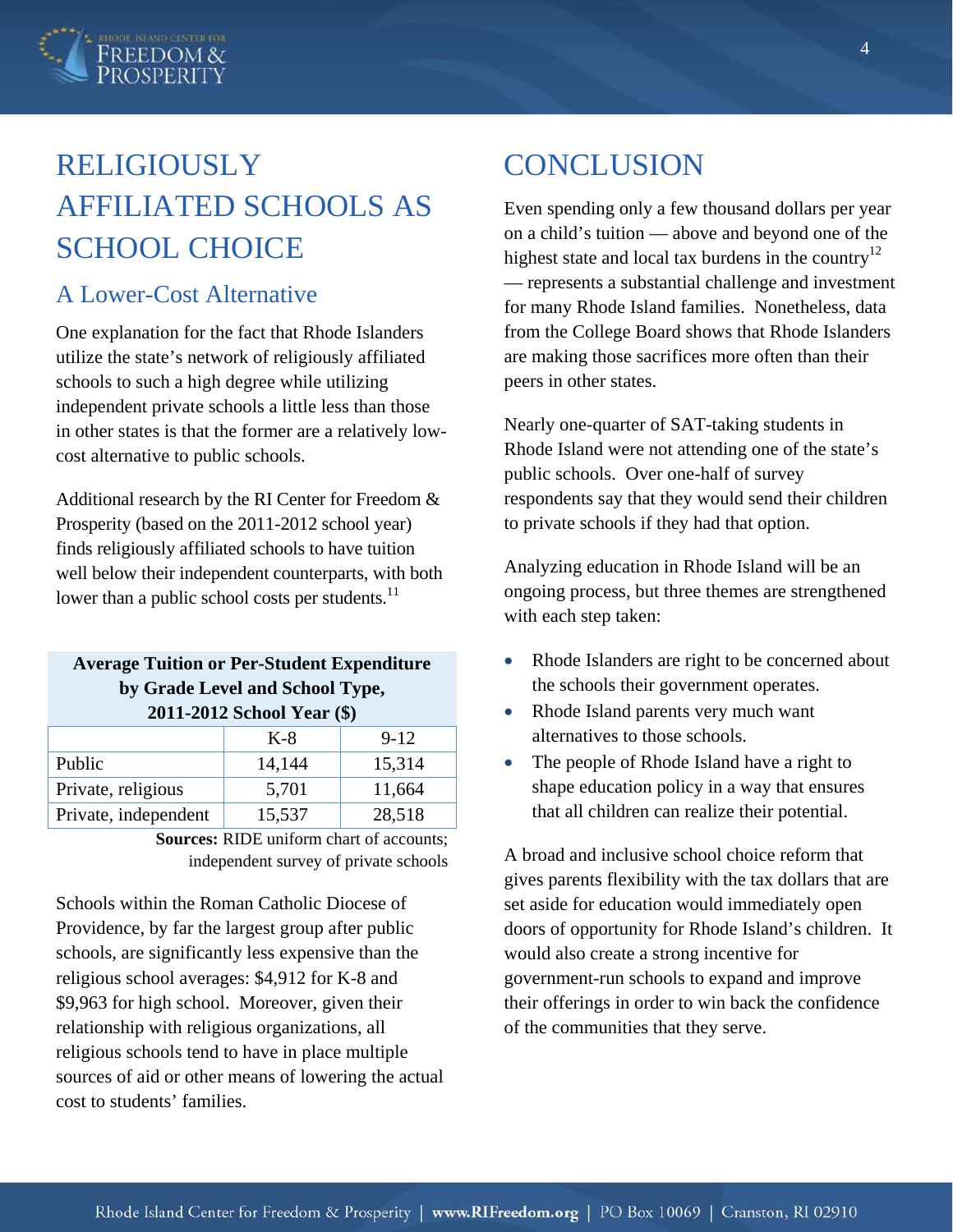# RELIGIOUSLY AFFILIATED SCHOOLS AS SCHOOL CHOICE

## A Lower-Cost Alternative

One explanation for the fact that Rhode Islanders utilize the state's network of religiously affiliated schools to such a high degree while utilizing independent private schools a little less than those in other states is that the former are a relatively low-cost alternative to public schools.

Additional research by the RI Center for Freedom & Prosperity (based on the 2011-2012 school year) finds religiously affiliated schools to have tuition well below their independent counterparts, with both lower than a public school costs per students.[11]

**Average Tuition or Per-Student Expenditure by Grade Level and School Type, 2011-2012 School Year ($)**

| | K-8 | 9-12 |
|---|---|---|
| Public | 14,144 | 15,314 |
| Private, religious | 5,701 | 11,664 |
| Private, independent | 15,537 | 28,518 |

**Sources:** RIDE uniform chart of accounts; independent survey of private schools

Schools within the Roman Catholic Diocese of Providence, by far the largest group after public schools, are significantly less expensive than the religious school averages: $4,912 for K-8 and $9,963 for high school. Moreover, given their relationship with religious organizations, all religious schools tend to have in place multiple sources of aid or other means of lowering the actual cost to students' families.

# CONCLUSION

Even spending only a few thousand dollars per year on a child's tuition — above and beyond one of the highest state and local tax burdens in the country[12] — represents a substantial challenge and investment for many Rhode Island families. Nonetheless, data from the College Board shows that Rhode Islanders are making those sacrifices more often than their peers in other states.

Nearly one-quarter of SAT-taking students in Rhode Island were not attending one of the state's public schools. Over one-half of survey respondents say that they would send their children to private schools if they had that option.

Analyzing education in Rhode Island will be an ongoing process, but three themes are strengthened with each step taken:

- Rhode Islanders are right to be concerned about the schools their government operates.
- Rhode Island parents very much want alternatives to those schools.
- The people of Rhode Island have a right to shape education policy in a way that ensures that all children can realize their potential.

A broad and inclusive school choice reform that gives parents flexibility with the tax dollars that are set aside for education would immediately open doors of opportunity for Rhode Island's children. It would also create a strong incentive for government-run schools to expand and improve their offerings in order to win back the confidence of the communities that they serve.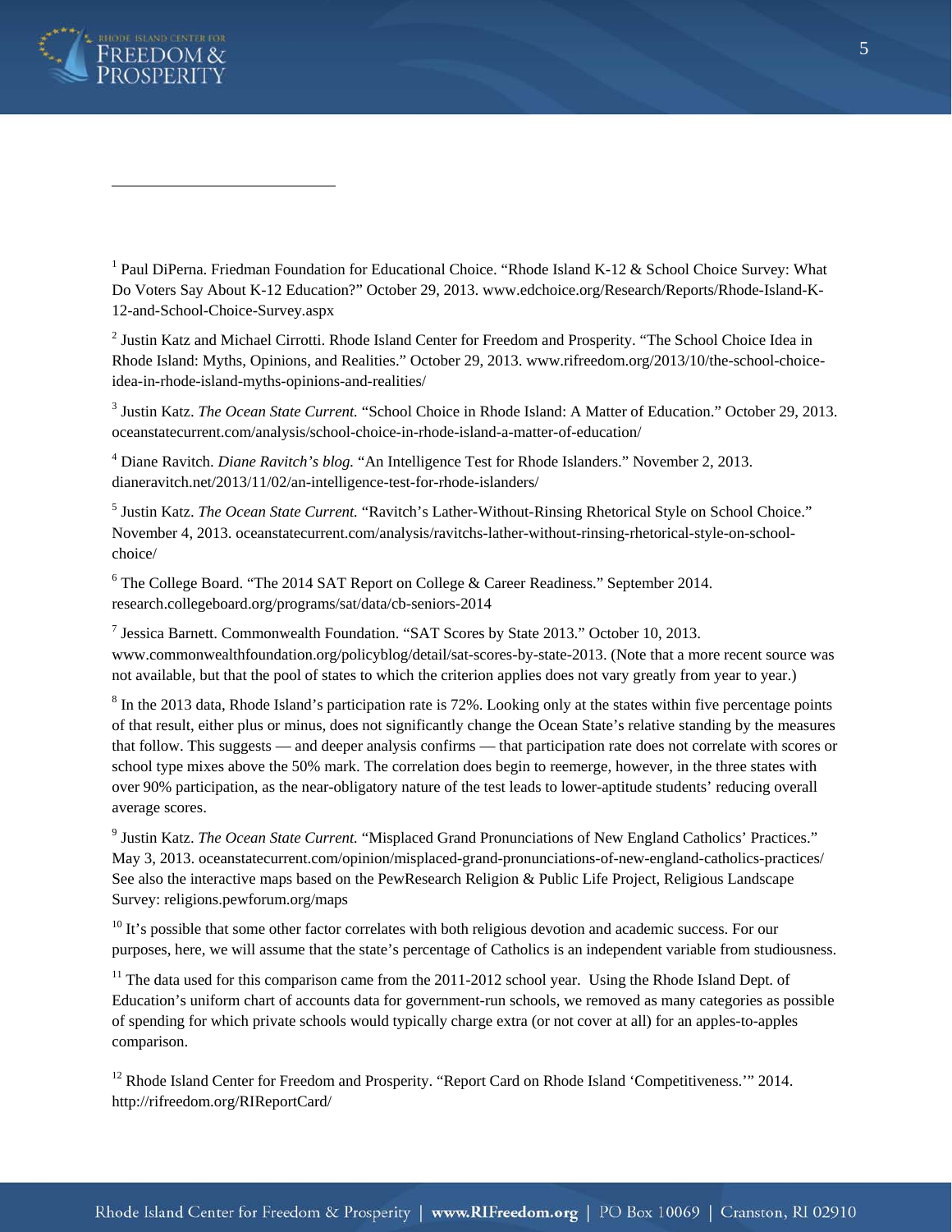[1] Paul DiPerna. Friedman Foundation for Educational Choice. "Rhode Island K-12 & School Choice Survey: What Do Voters Say About K-12 Education?" October 29, 2013. www.edchoice.org/Research/Reports/Rhode-Island-K-12-and-School-Choice-Survey.aspx

[2] Justin Katz and Michael Cirrotti. Rhode Island Center for Freedom and Prosperity. "The School Choice Idea in Rhode Island: Myths, Opinions, and Realities." October 29, 2013. www.rifreedom.org/2013/10/the-school-choice-idea-in-rhode-island-myths-opinions-and-realities/

[3] Justin Katz. *The Ocean State Current.* "School Choice in Rhode Island: A Matter of Education." October 29, 2013. oceanstatecurrent.com/analysis/school-choice-in-rhode-island-a-matter-of-education/

[4] Diane Ravitch. *Diane Ravitch's blog.* "An Intelligence Test for Rhode Islanders." November 2, 2013. dianeravitch.net/2013/11/02/an-intelligence-test-for-rhode-islanders/

[5] Justin Katz. *The Ocean State Current.* "Ravitch's Lather-Without-Rinsing Rhetorical Style on School Choice." November 4, 2013. oceanstatecurrent.com/analysis/ravitchs-lather-without-rinsing-rhetorical-style-on-school-choice/

[6] The College Board. "The 2014 SAT Report on College & Career Readiness." September 2014. research.collegeboard.org/programs/sat/data/cb-seniors-2014

[7] Jessica Barnett. Commonwealth Foundation. "SAT Scores by State 2013." October 10, 2013. www.commonwealthfoundation.org/policyblog/detail/sat-scores-by-state-2013. (Note that a more recent source was not available, but that the pool of states to which the criterion applies does not vary greatly from year to year.)

[8] In the 2013 data, Rhode Island's participation rate is 72%. Looking only at the states within five percentage points of that result, either plus or minus, does not significantly change the Ocean State's relative standing by the measures that follow. This suggests — and deeper analysis confirms — that participation rate does not correlate with scores or school type mixes above the 50% mark. The correlation does begin to reemerge, however, in the three states with over 90% participation, as the near-obligatory nature of the test leads to lower-aptitude students' reducing overall average scores.

[9] Justin Katz. *The Ocean State Current.* "Misplaced Grand Pronunciations of New England Catholics' Practices." May 3, 2013. oceanstatecurrent.com/opinion/misplaced-grand-pronunciations-of-new-england-catholics-practices/ See also the interactive maps based on the PewResearch Religion & Public Life Project, Religious Landscape Survey: religions.pewforum.org/maps

[10] It's possible that some other factor correlates with both religious devotion and academic success. For our purposes, here, we will assume that the state's percentage of Catholics is an independent variable from studiousness.

[11] The data used for this comparison came from the 2011-2012 school year. Using the Rhode Island Dept. of Education's uniform chart of accounts data for government-run schools, we removed as many categories as possible of spending for which private schools would typically charge extra (or not cover at all) for an apples-to-apples comparison.

[12] Rhode Island Center for Freedom and Prosperity. "Report Card on Rhode Island 'Competitiveness.'" 2014. http://rifreedom.org/RIReportCard/